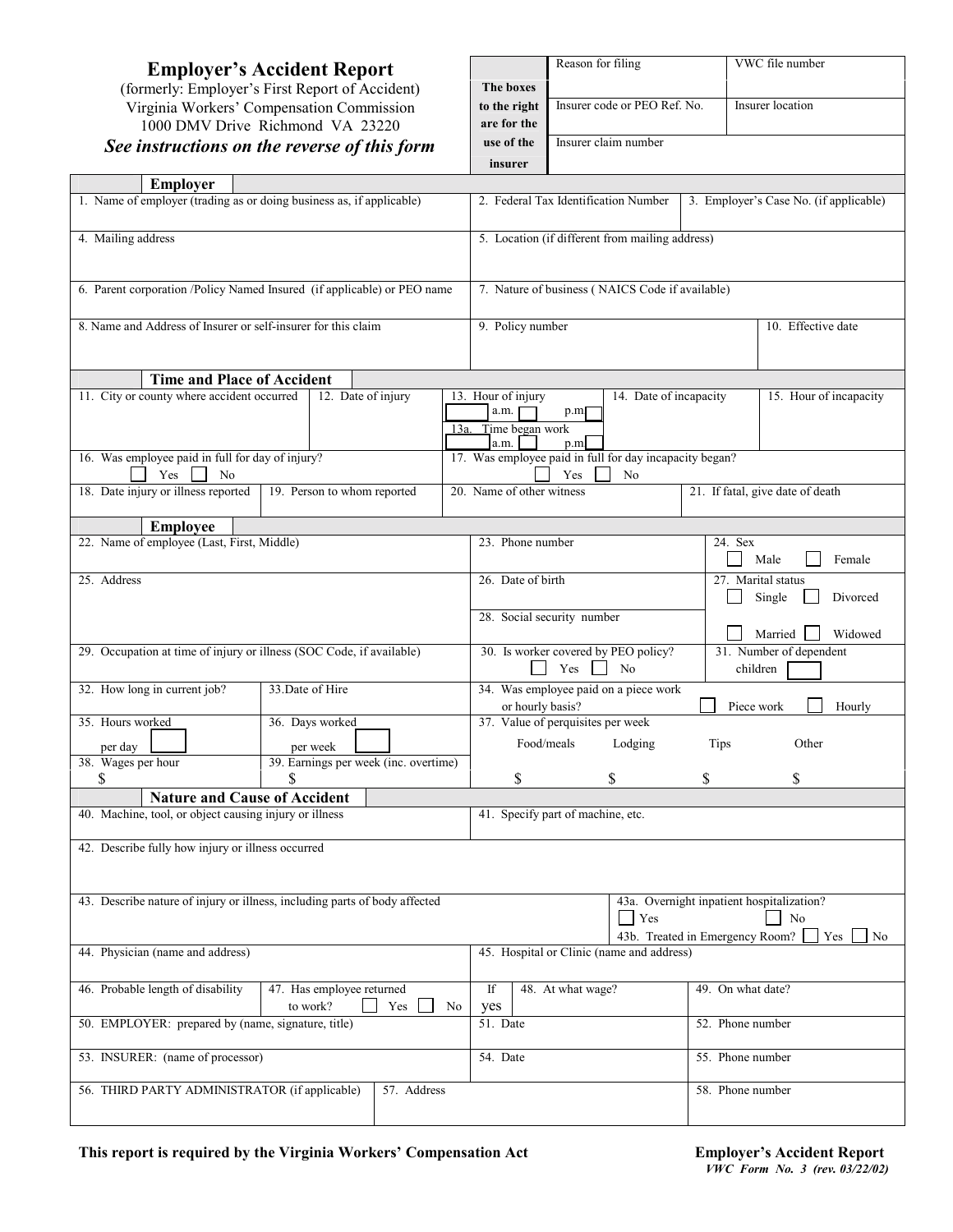# Employer's Accident Report

(formerly: Employer's First Report of Accident)
Virginia Workers' Compensation Commission
1000 DMV Drive Richmond VA 23220

***See instructions on the reverse of this form***

| The boxes to the right are for the use of the insurer | Reason for filing | VWC file number |
|---|---|---|
| | Insurer code or PEO Ref. No. | Insurer location |
| | Insurer claim number | |

## Employer

| | | |
|---|---|---|
| 1. Name of employer (trading as or doing business as, if applicable) | 2. Federal Tax Identification Number | 3. Employer's Case No. (if applicable) |
| 4. Mailing address | 5. Location (if different from mailing address) | |
| 6. Parent corporation /Policy Named Insured (if applicable) or PEO name | 7. Nature of business ( NAICS Code if available) | |
| 8. Name and Address of Insurer or self-insurer for this claim | 9. Policy number | 10. Effective date |

## Time and Place of Accident

| | | | | |
|---|---|---|---|---|
| 11. City or county where accident occurred | 12. Date of injury | 13. Hour of injury ☐ a.m. ☐ p.m. / 13a. Time began work ☐ a.m. ☐ p.m. | 14. Date of incapacity | 15. Hour of incapacity |
| 16. Was employee paid in full for day of injury? ☐ Yes ☐ No | | 17. Was employee paid in full for day incapacity began? ☐ Yes ☐ No | | |
| 18. Date injury or illness reported | 19. Person to whom reported | 20. Name of other witness | 21. If fatal, give date of death | |

## Employee

| | | |
|---|---|---|
| 22. Name of employee (Last, First, Middle) | 23. Phone number | 24. Sex ☐ Male ☐ Female |
| 25. Address | 26. Date of birth | 27. Marital status ☐ Single ☐ Divorced ☐ Married ☐ Widowed |
| | 28. Social security number | |
| 29. Occupation at time of injury or illness (SOC Code, if available) | 30. Is worker covered by PEO policy? ☐ Yes ☐ No | 31. Number of dependent children ☐ |

| | | | | | |
|---|---|---|---|---|---|
| 32. How long in current job? | 33. Date of Hire | 34. Was employee paid on a piece work or hourly basis? ☐ Piece work ☐ Hourly | | | |
| 35. Hours worked per day ☐ | 36. Days worked per week ☐ | 37. Value of perquisites per week | | | |
| | | Food/meals | Lodging | Tips | Other |
| 38. Wages per hour $ | 39. Earnings per week (inc. overtime) $ | $ | $ | $ | $ |

## Nature and Cause of Accident

| | | |
|---|---|---|
| 40. Machine, tool, or object causing injury or illness | 41. Specify part of machine, etc. | |
| 42. Describe fully how injury or illness occurred | | |
| 43. Describe nature of injury or illness, including parts of body affected | | 43a. Overnight inpatient hospitalization? ☐ Yes ☐ No / 43b. Treated in Emergency Room? ☐ Yes ☐ No |
| 44. Physician (name and address) | 45. Hospital or Clinic (name and address) | |

| | | | |
|---|---|---|---|
| 46. Probable length of disability | 47. Has employee returned to work? ☐ Yes ☐ No | If yes 48. At what wage? | 49. On what date? |
| 50. EMPLOYER: prepared by (name, signature, title) | | 51. Date | 52. Phone number |
| 53. INSURER: (name of processor) | | 54. Date | 55. Phone number |
| 56. THIRD PARTY ADMINISTRATOR (if applicable) | 57. Address | | 58. Phone number |

**This report is required by the Virginia Workers' Compensation Act**

**Employer's Accident Report**
*VWC Form No. 3 (rev. 03/22/02)*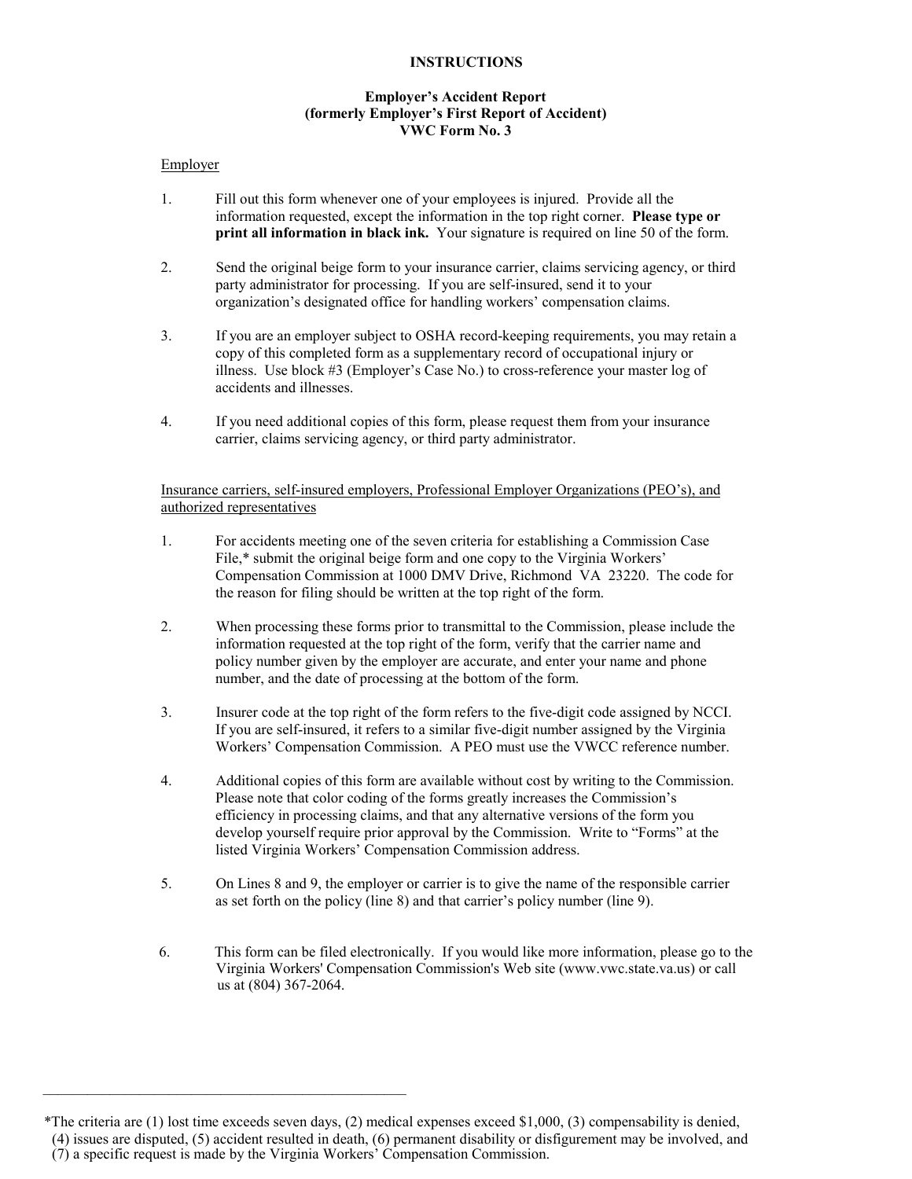# INSTRUCTIONS

## Employer's Accident Report
## (formerly Employer's First Report of Accident)
## VWC Form No. 3

<u>Employer</u>

1. Fill out this form whenever one of your employees is injured. Provide all the information requested, except the information in the top right corner. **Please type or print all information in black ink.** Your signature is required on line 50 of the form.

2. Send the original beige form to your insurance carrier, claims servicing agency, or third party administrator for processing. If you are self-insured, send it to your organization's designated office for handling workers' compensation claims.

3. If you are an employer subject to OSHA record-keeping requirements, you may retain a copy of this completed form as a supplementary record of occupational injury or illness. Use block #3 (Employer's Case No.) to cross-reference your master log of accidents and illnesses.

4. If you need additional copies of this form, please request them from your insurance carrier, claims servicing agency, or third party administrator.

<u>Insurance carriers, self-insured employers, Professional Employer Organizations (PEO's), and authorized representatives</u>

1. For accidents meeting one of the seven criteria for establishing a Commission Case File,* submit the original beige form and one copy to the Virginia Workers' Compensation Commission at 1000 DMV Drive, Richmond VA 23220. The code for the reason for filing should be written at the top right of the form.

2. When processing these forms prior to transmittal to the Commission, please include the information requested at the top right of the form, verify that the carrier name and policy number given by the employer are accurate, and enter your name and phone number, and the date of processing at the bottom of the form.

3. Insurer code at the top right of the form refers to the five-digit code assigned by NCCI. If you are self-insured, it refers to a similar five-digit number assigned by the Virginia Workers' Compensation Commission. A PEO must use the VWCC reference number.

4. Additional copies of this form are available without cost by writing to the Commission. Please note that color coding of the forms greatly increases the Commission's efficiency in processing claims, and that any alternative versions of the form you develop yourself require prior approval by the Commission. Write to "Forms" at the listed Virginia Workers' Compensation Commission address.

5. On Lines 8 and 9, the employer or carrier is to give the name of the responsible carrier as set forth on the policy (line 8) and that carrier's policy number (line 9).

6. This form can be filed electronically. If you would like more information, please go to the Virginia Workers' Compensation Commission's Web site (www.vwc.state.va.us) or call us at (804) 367-2064.

---

*The criteria are (1) lost time exceeds seven days, (2) medical expenses exceed $1,000, (3) compensability is denied, (4) issues are disputed, (5) accident resulted in death, (6) permanent disability or disfigurement may be involved, and (7) a specific request is made by the Virginia Workers' Compensation Commission.